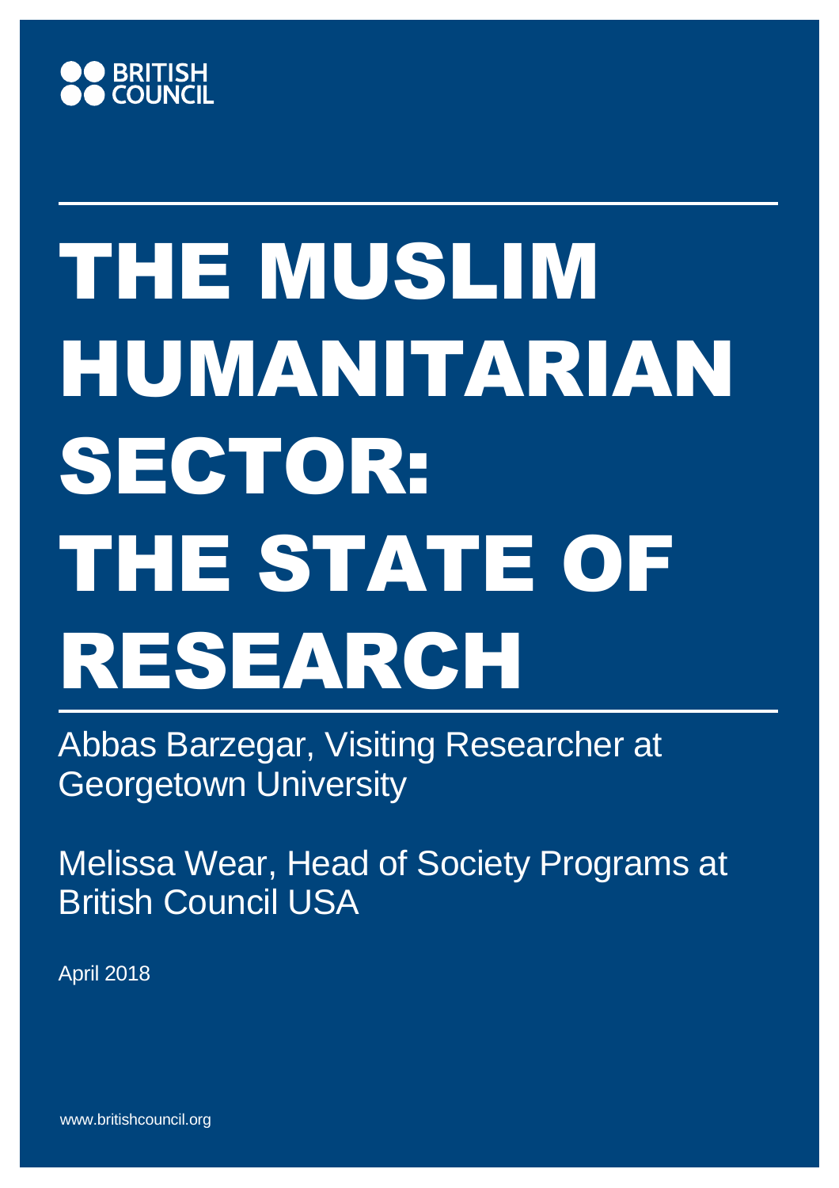BRITISH COUNCIL

# THE MUSLIM HUMANITARIAN SECTOR: THE STATE OF RESEARCH

Abbas Barzegar, Visiting Researcher at Georgetown University

Melissa Wear, Head of Society Programs at British Council USA

April 2018

www.britishcouncil.org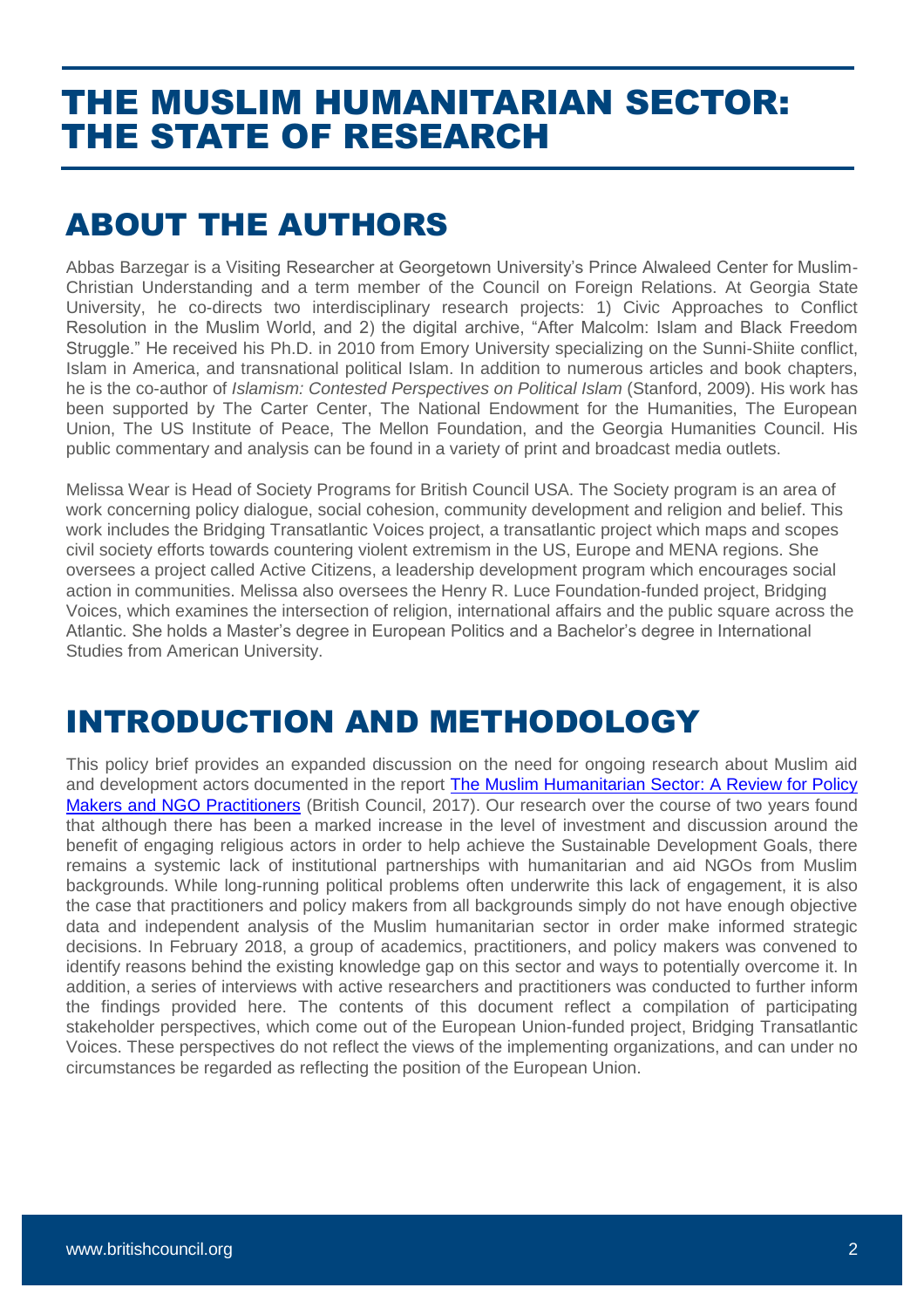# THE MUSLIM HUMANITARIAN SECTOR: THE STATE OF RESEARCH

## ABOUT THE AUTHORS

Abbas Barzegar is a Visiting Researcher at Georgetown University's Prince Alwaleed Center for Muslim-Christian Understanding and a term member of the Council on Foreign Relations. At Georgia State University, he co-directs two interdisciplinary research projects: 1) Civic Approaches to Conflict Resolution in the Muslim World, and 2) the digital archive, "After Malcolm: Islam and Black Freedom Struggle." He received his Ph.D. in 2010 from Emory University specializing on the Sunni-Shiite conflict, Islam in America, and transnational political Islam. In addition to numerous articles and book chapters, he is the co-author of *Islamism: Contested Perspectives on Political Islam* (Stanford, 2009). His work has been supported by The Carter Center, The National Endowment for the Humanities, The European Union, The US Institute of Peace, The Mellon Foundation, and the Georgia Humanities Council. His public commentary and analysis can be found in a variety of print and broadcast media outlets.

Melissa Wear is Head of Society Programs for British Council USA. The Society program is an area of work concerning policy dialogue, social cohesion, community development and religion and belief. This work includes the Bridging Transatlantic Voices project, a transatlantic project which maps and scopes civil society efforts towards countering violent extremism in the US, Europe and MENA regions. She oversees a project called Active Citizens, a leadership development program which encourages social action in communities. Melissa also oversees the Henry R. Luce Foundation-funded project, Bridging Voices, which examines the intersection of religion, international affairs and the public square across the Atlantic. She holds a Master's degree in European Politics and a Bachelor's degree in International Studies from American University.

## INTRODUCTION AND METHODOLOGY

This policy brief provides an expanded discussion on the need for ongoing research about Muslim aid and development actors documented in the report The Muslim Humanitarian Sector: A Review for Policy Makers and NGO Practitioners (British Council, 2017). Our research over the course of two years found that although there has been a marked increase in the level of investment and discussion around the benefit of engaging religious actors in order to help achieve the Sustainable Development Goals, there remains a systemic lack of institutional partnerships with humanitarian and aid NGOs from Muslim backgrounds. While long-running political problems often underwrite this lack of engagement, it is also the case that practitioners and policy makers from all backgrounds simply do not have enough objective data and independent analysis of the Muslim humanitarian sector in order make informed strategic decisions. In February 2018, a group of academics, practitioners, and policy makers was convened to identify reasons behind the existing knowledge gap on this sector and ways to potentially overcome it. In addition, a series of interviews with active researchers and practitioners was conducted to further inform the findings provided here. The contents of this document reflect a compilation of participating stakeholder perspectives, which come out of the European Union-funded project, Bridging Transatlantic Voices. These perspectives do not reflect the views of the implementing organizations, and can under no circumstances be regarded as reflecting the position of the European Union.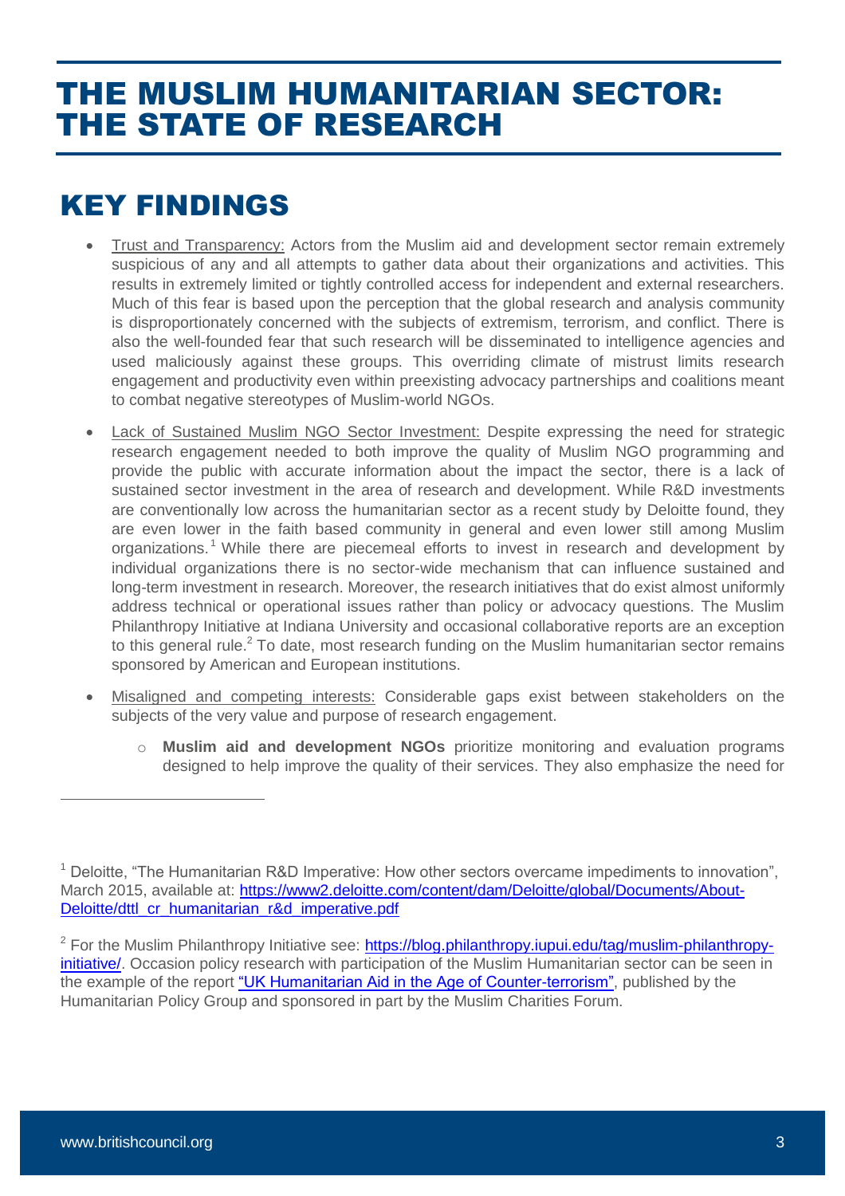# THE MUSLIM HUMANITARIAN SECTOR: THE STATE OF RESEARCH

## KEY FINDINGS

- Trust and Transparency: Actors from the Muslim aid and development sector remain extremely suspicious of any and all attempts to gather data about their organizations and activities. This results in extremely limited or tightly controlled access for independent and external researchers. Much of this fear is based upon the perception that the global research and analysis community is disproportionately concerned with the subjects of extremism, terrorism, and conflict. There is also the well-founded fear that such research will be disseminated to intelligence agencies and used maliciously against these groups. This overriding climate of mistrust limits research engagement and productivity even within preexisting advocacy partnerships and coalitions meant to combat negative stereotypes of Muslim-world NGOs.

- Lack of Sustained Muslim NGO Sector Investment: Despite expressing the need for strategic research engagement needed to both improve the quality of Muslim NGO programming and provide the public with accurate information about the impact the sector, there is a lack of sustained sector investment in the area of research and development. While R&D investments are conventionally low across the humanitarian sector as a recent study by Deloitte found, they are even lower in the faith based community in general and even lower still among Muslim organizations.[1] While there are piecemeal efforts to invest in research and development by individual organizations there is no sector-wide mechanism that can influence sustained and long-term investment in research. Moreover, the research initiatives that do exist almost uniformly address technical or operational issues rather than policy or advocacy questions. The Muslim Philanthropy Initiative at Indiana University and occasional collaborative reports are an exception to this general rule.[2] To date, most research funding on the Muslim humanitarian sector remains sponsored by American and European institutions.

- Misaligned and competing interests: Considerable gaps exist between stakeholders on the subjects of the very value and purpose of research engagement.
  - **Muslim aid and development NGOs** prioritize monitoring and evaluation programs designed to help improve the quality of their services. They also emphasize the need for

---

[1] Deloitte, "The Humanitarian R&D Imperative: How other sectors overcame impediments to innovation", March 2015, available at: https://www2.deloitte.com/content/dam/Deloitte/global/Documents/About-Deloitte/dttl_cr_humanitarian_r&d_imperative.pdf

[2] For the Muslim Philanthropy Initiative see: https://blog.philanthropy.iupui.edu/tag/muslim-philanthropy-initiative/. Occasion policy research with participation of the Muslim Humanitarian sector can be seen in the example of the report "UK Humanitarian Aid in the Age of Counter-terrorism", published by the Humanitarian Policy Group and sponsored in part by the Muslim Charities Forum.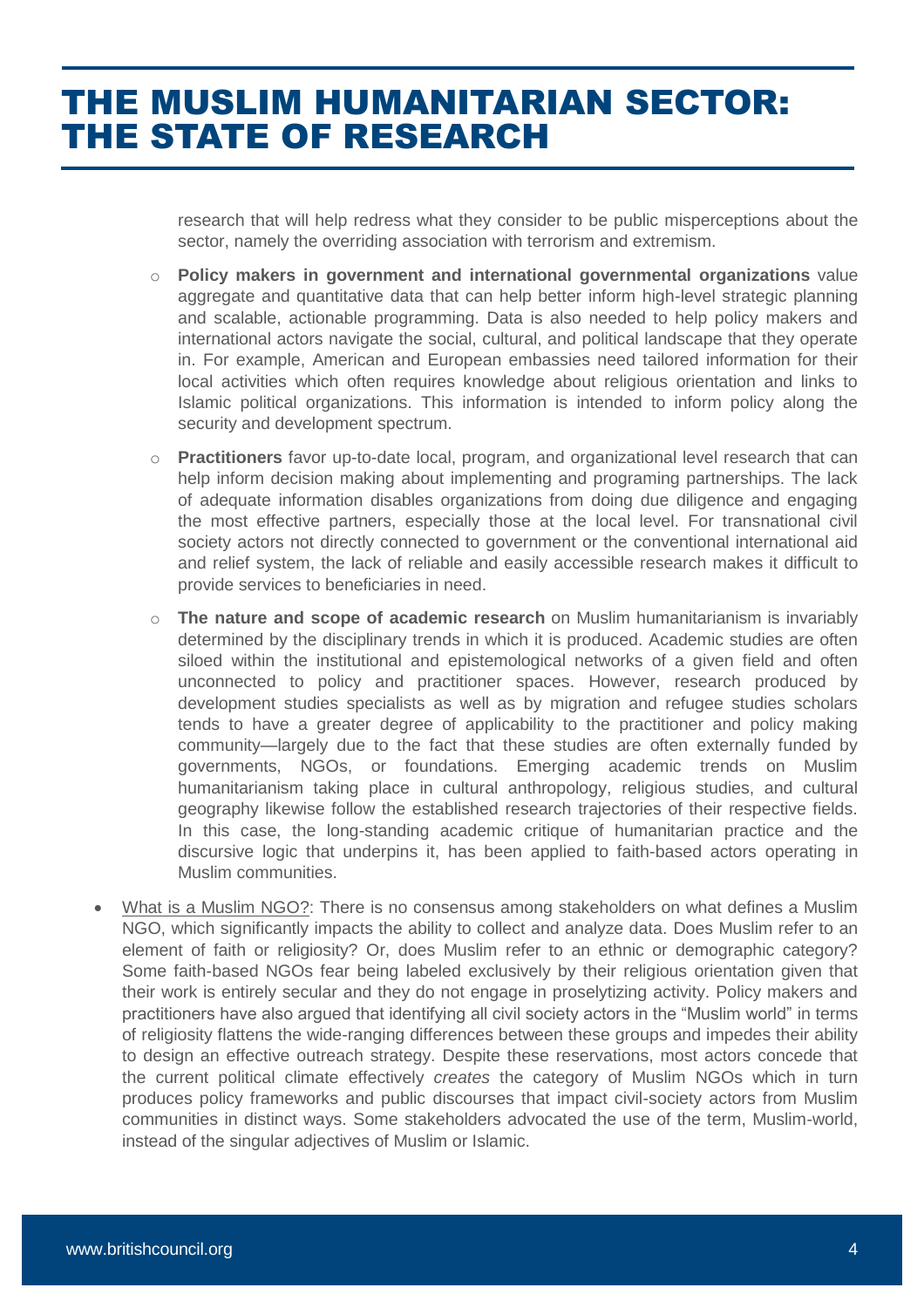research that will help redress what they consider to be public misperceptions about the sector, namely the overriding association with terrorism and extremism.

- **Policy makers in government and international governmental organizations** value aggregate and quantitative data that can help better inform high-level strategic planning and scalable, actionable programming. Data is also needed to help policy makers and international actors navigate the social, cultural, and political landscape that they operate in. For example, American and European embassies need tailored information for their local activities which often requires knowledge about religious orientation and links to Islamic political organizations. This information is intended to inform policy along the security and development spectrum.

- **Practitioners** favor up-to-date local, program, and organizational level research that can help inform decision making about implementing and programing partnerships. The lack of adequate information disables organizations from doing due diligence and engaging the most effective partners, especially those at the local level. For transnational civil society actors not directly connected to government or the conventional international aid and relief system, the lack of reliable and easily accessible research makes it difficult to provide services to beneficiaries in need.

- **The nature and scope of academic research** on Muslim humanitarianism is invariably determined by the disciplinary trends in which it is produced. Academic studies are often siloed within the institutional and epistemological networks of a given field and often unconnected to policy and practitioner spaces. However, research produced by development studies specialists as well as by migration and refugee studies scholars tends to have a greater degree of applicability to the practitioner and policy making community—largely due to the fact that these studies are often externally funded by governments, NGOs, or foundations. Emerging academic trends on Muslim humanitarianism taking place in cultural anthropology, religious studies, and cultural geography likewise follow the established research trajectories of their respective fields. In this case, the long-standing academic critique of humanitarian practice and the discursive logic that underpins it, has been applied to faith-based actors operating in Muslim communities.

- What is a Muslim NGO?: There is no consensus among stakeholders on what defines a Muslim NGO, which significantly impacts the ability to collect and analyze data. Does Muslim refer to an element of faith or religiosity? Or, does Muslim refer to an ethnic or demographic category? Some faith-based NGOs fear being labeled exclusively by their religious orientation given that their work is entirely secular and they do not engage in proselytizing activity. Policy makers and practitioners have also argued that identifying all civil society actors in the "Muslim world" in terms of religiosity flattens the wide-ranging differences between these groups and impedes their ability to design an effective outreach strategy. Despite these reservations, most actors concede that the current political climate effectively *creates* the category of Muslim NGOs which in turn produces policy frameworks and public discourses that impact civil-society actors from Muslim communities in distinct ways. Some stakeholders advocated the use of the term, Muslim-world, instead of the singular adjectives of Muslim or Islamic.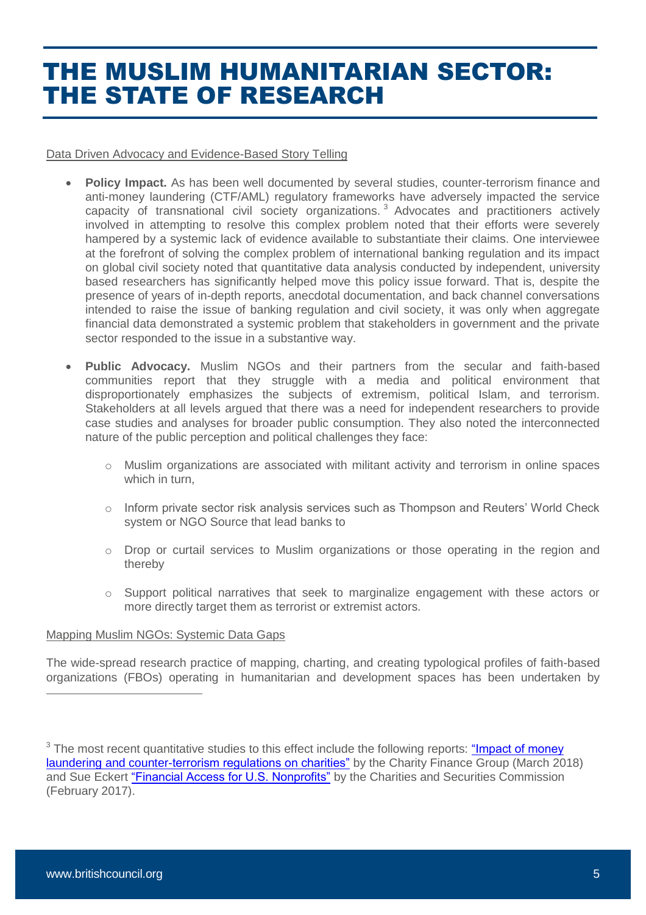# THE MUSLIM HUMANITARIAN SECTOR: THE STATE OF RESEARCH

Data Driven Advocacy and Evidence-Based Story Telling

- **Policy Impact.** As has been well documented by several studies, counter-terrorism finance and anti-money laundering (CTF/AML) regulatory frameworks have adversely impacted the service capacity of transnational civil society organizations.[3] Advocates and practitioners actively involved in attempting to resolve this complex problem noted that their efforts were severely hampered by a systemic lack of evidence available to substantiate their claims. One interviewee at the forefront of solving the complex problem of international banking regulation and its impact on global civil society noted that quantitative data analysis conducted by independent, university based researchers has significantly helped move this policy issue forward. That is, despite the presence of years of in-depth reports, anecdotal documentation, and back channel conversations intended to raise the issue of banking regulation and civil society, it was only when aggregate financial data demonstrated a systemic problem that stakeholders in government and the private sector responded to the issue in a substantive way.

- **Public Advocacy.** Muslim NGOs and their partners from the secular and faith-based communities report that they struggle with a media and political environment that disproportionately emphasizes the subjects of extremism, political Islam, and terrorism. Stakeholders at all levels argued that there was a need for independent researchers to provide case studies and analyses for broader public consumption. They also noted the interconnected nature of the public perception and political challenges they face:

    - Muslim organizations are associated with militant activity and terrorism in online spaces which in turn,
    - Inform private sector risk analysis services such as Thompson and Reuters' World Check system or NGO Source that lead banks to
    - Drop or curtail services to Muslim organizations or those operating in the region and thereby
    - Support political narratives that seek to marginalize engagement with these actors or more directly target them as terrorist or extremist actors.

Mapping Muslim NGOs: Systemic Data Gaps

The wide-spread research practice of mapping, charting, and creating typological profiles of faith-based organizations (FBOs) operating in humanitarian and development spaces has been undertaken by

---

[3] The most recent quantitative studies to this effect include the following reports: "Impact of money laundering and counter-terrorism regulations on charities" by the Charity Finance Group (March 2018) and Sue Eckert "Financial Access for U.S. Nonprofits" by the Charities and Securities Commission (February 2017).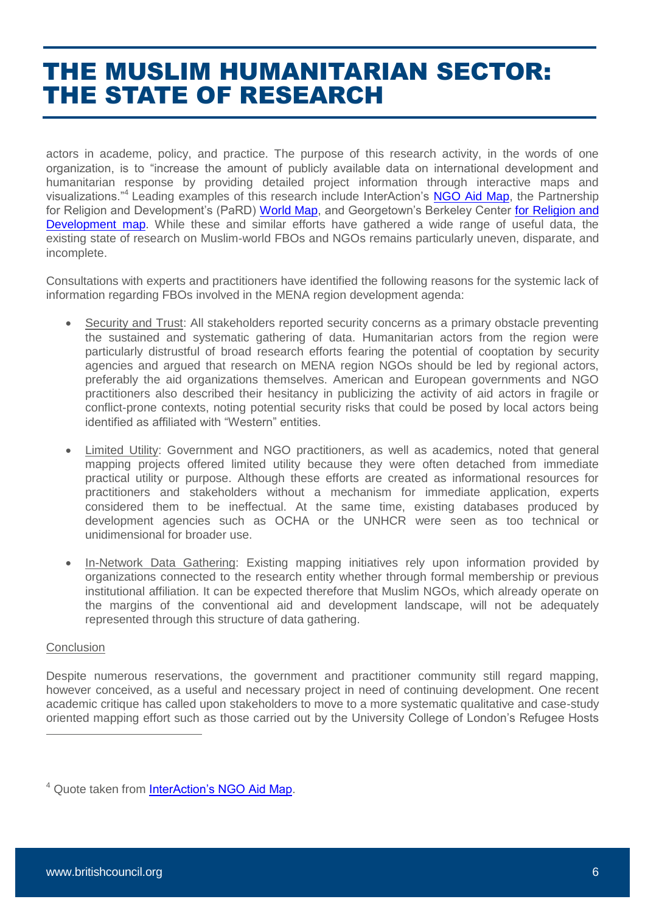actors in academe, policy, and practice. The purpose of this research activity, in the words of one organization, is to "increase the amount of publicly available data on international development and humanitarian response by providing detailed project information through interactive maps and visualizations."[4] Leading examples of this research include InterAction's NGO Aid Map, the Partnership for Religion and Development's (PaRD) World Map, and Georgetown's Berkeley Center for Religion and Development map. While these and similar efforts have gathered a wide range of useful data, the existing state of research on Muslim-world FBOs and NGOs remains particularly uneven, disparate, and incomplete.

Consultations with experts and practitioners have identified the following reasons for the systemic lack of information regarding FBOs involved in the MENA region development agenda:

- Security and Trust: All stakeholders reported security concerns as a primary obstacle preventing the sustained and systematic gathering of data. Humanitarian actors from the region were particularly distrustful of broad research efforts fearing the potential of cooptation by security agencies and argued that research on MENA region NGOs should be led by regional actors, preferably the aid organizations themselves. American and European governments and NGO practitioners also described their hesitancy in publicizing the activity of aid actors in fragile or conflict-prone contexts, noting potential security risks that could be posed by local actors being identified as affiliated with "Western" entities.

- Limited Utility: Government and NGO practitioners, as well as academics, noted that general mapping projects offered limited utility because they were often detached from immediate practical utility or purpose. Although these efforts are created as informational resources for practitioners and stakeholders without a mechanism for immediate application, experts considered them to be ineffectual. At the same time, existing databases produced by development agencies such as OCHA or the UNHCR were seen as too technical or unidimensional for broader use.

- In-Network Data Gathering: Existing mapping initiatives rely upon information provided by organizations connected to the research entity whether through formal membership or previous institutional affiliation. It can be expected therefore that Muslim NGOs, which already operate on the margins of the conventional aid and development landscape, will not be adequately represented through this structure of data gathering.

Conclusion

Despite numerous reservations, the government and practitioner community still regard mapping, however conceived, as a useful and necessary project in need of continuing development. One recent academic critique has called upon stakeholders to move to a more systematic qualitative and case-study oriented mapping effort such as those carried out by the University College of London's Refugee Hosts

---

[4] Quote taken from InterAction's NGO Aid Map.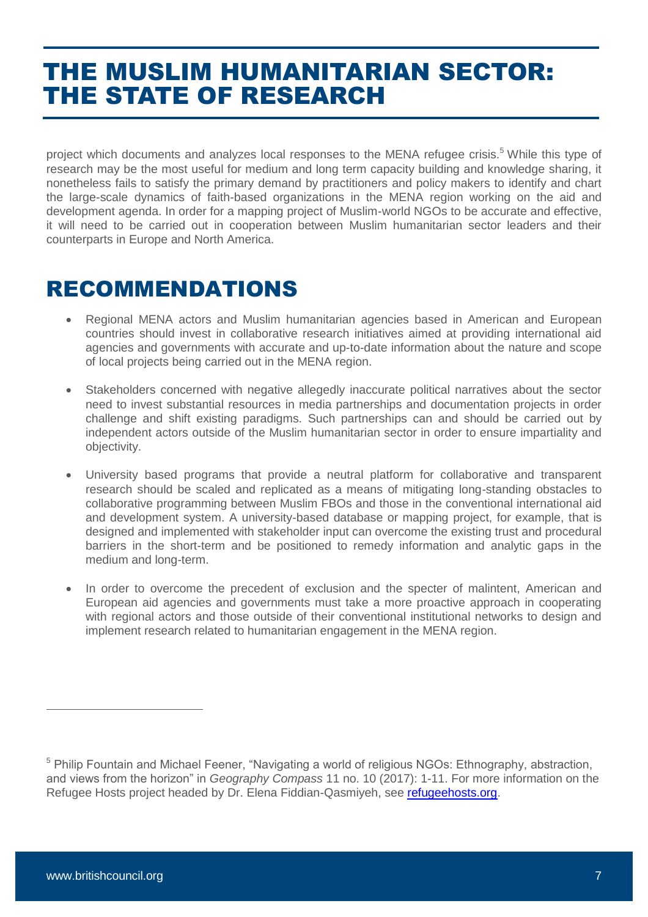project which documents and analyzes local responses to the MENA refugee crisis.[5] While this type of research may be the most useful for medium and long term capacity building and knowledge sharing, it nonetheless fails to satisfy the primary demand by practitioners and policy makers to identify and chart the large-scale dynamics of faith-based organizations in the MENA region working on the aid and development agenda. In order for a mapping project of Muslim-world NGOs to be accurate and effective, it will need to be carried out in cooperation between Muslim humanitarian sector leaders and their counterparts in Europe and North America.

## RECOMMENDATIONS

- Regional MENA actors and Muslim humanitarian agencies based in American and European countries should invest in collaborative research initiatives aimed at providing international aid agencies and governments with accurate and up-to-date information about the nature and scope of local projects being carried out in the MENA region.
- Stakeholders concerned with negative allegedly inaccurate political narratives about the sector need to invest substantial resources in media partnerships and documentation projects in order challenge and shift existing paradigms. Such partnerships can and should be carried out by independent actors outside of the Muslim humanitarian sector in order to ensure impartiality and objectivity.
- University based programs that provide a neutral platform for collaborative and transparent research should be scaled and replicated as a means of mitigating long-standing obstacles to collaborative programming between Muslim FBOs and those in the conventional international aid and development system. A university-based database or mapping project, for example, that is designed and implemented with stakeholder input can overcome the existing trust and procedural barriers in the short-term and be positioned to remedy information and analytic gaps in the medium and long-term.
- In order to overcome the precedent of exclusion and the specter of malintent, American and European aid agencies and governments must take a more proactive approach in cooperating with regional actors and those outside of their conventional institutional networks to design and implement research related to humanitarian engagement in the MENA region.

---

[5] Philip Fountain and Michael Feener, "Navigating a world of religious NGOs: Ethnography, abstraction, and views from the horizon" in *Geography Compass* 11 no. 10 (2017): 1-11. For more information on the Refugee Hosts project headed by Dr. Elena Fiddian-Qasmiyeh, see [refugeehosts.org](refugeehosts.org).